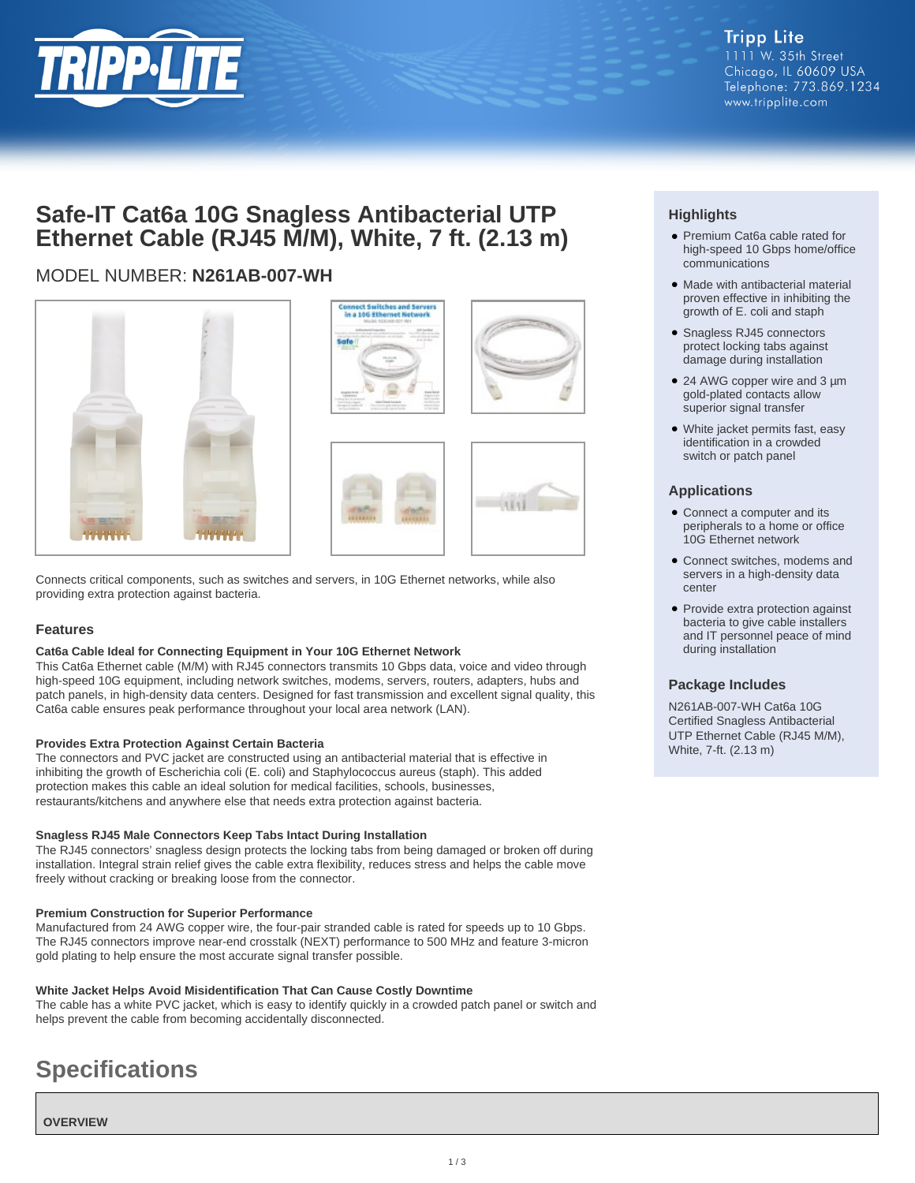Tripp Lite
1111 W. 35th Street
Chicago, IL 60609 USA
Telephone: 773.869.1234
www.tripplite.com

# Safe-IT Cat6a 10G Snagless Antibacterial UTP Ethernet Cable (RJ45 M/M), White, 7 ft. (2.13 m)

MODEL NUMBER: **N261AB-007-WH**

Connects critical components, such as switches and servers, in 10G Ethernet networks, while also providing extra protection against bacteria.

## Features

### Cat6a Cable Ideal for Connecting Equipment in Your 10G Ethernet Network

This Cat6a Ethernet cable (M/M) with RJ45 connectors transmits 10 Gbps data, voice and video through high-speed 10G equipment, including network switches, modems, servers, routers, adapters, hubs and patch panels, in high-density data centers. Designed for fast transmission and excellent signal quality, this Cat6a cable ensures peak performance throughout your local area network (LAN).

### Provides Extra Protection Against Certain Bacteria

The connectors and PVC jacket are constructed using an antibacterial material that is effective in inhibiting the growth of Escherichia coli (E. coli) and Staphylococcus aureus (staph). This added protection makes this cable an ideal solution for medical facilities, schools, businesses, restaurants/kitchens and anywhere else that needs extra protection against bacteria.

### Snagless RJ45 Male Connectors Keep Tabs Intact During Installation

The RJ45 connectors' snagless design protects the locking tabs from being damaged or broken off during installation. Integral strain relief gives the cable extra flexibility, reduces stress and helps the cable move freely without cracking or breaking loose from the connector.

### Premium Construction for Superior Performance

Manufactured from 24 AWG copper wire, the four-pair stranded cable is rated for speeds up to 10 Gbps. The RJ45 connectors improve near-end crosstalk (NEXT) performance to 500 MHz and feature 3-micron gold plating to help ensure the most accurate signal transfer possible.

### White Jacket Helps Avoid Misidentification That Can Cause Costly Downtime

The cable has a white PVC jacket, which is easy to identify quickly in a crowded patch panel or switch and helps prevent the cable from becoming accidentally disconnected.

## Highlights

- Premium Cat6a cable rated for high-speed 10 Gbps home/office communications
- Made with antibacterial material proven effective in inhibiting the growth of E. coli and staph
- Snagless RJ45 connectors protect locking tabs against damage during installation
- 24 AWG copper wire and 3 µm gold-plated contacts allow superior signal transfer
- White jacket permits fast, easy identification in a crowded switch or patch panel

## Applications

- Connect a computer and its peripherals to a home or office 10G Ethernet network
- Connect switches, modems and servers in a high-density data center
- Provide extra protection against bacteria to give cable installers and IT personnel peace of mind during installation

## Package Includes

N261AB-007-WH Cat6a 10G Certified Snagless Antibacterial UTP Ethernet Cable (RJ45 M/M), White, 7-ft. (2.13 m)

# Specifications

| OVERVIEW |
|---|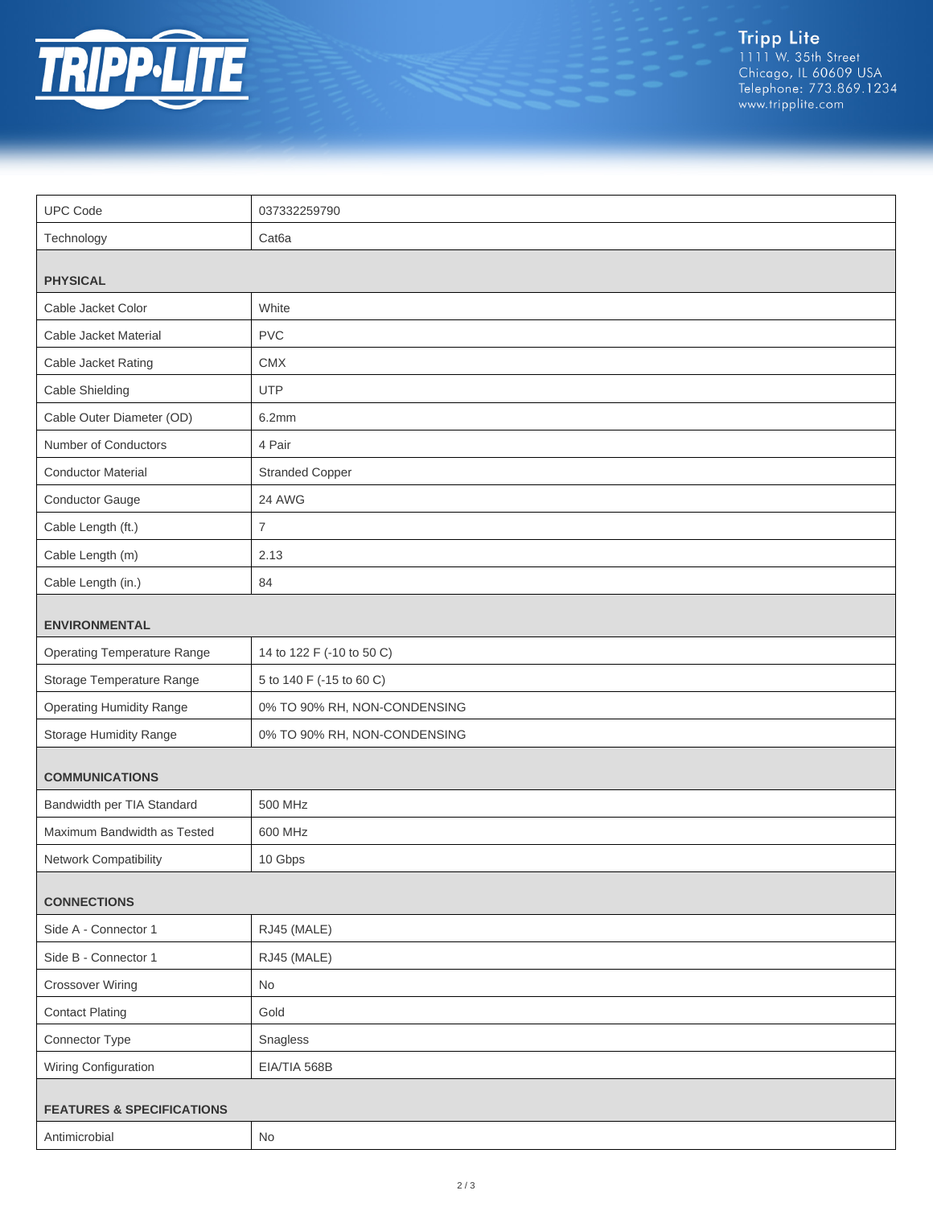| | |
|---|---|
| UPC Code | 037332259790 |
| Technology | Cat6a |
| **PHYSICAL** | |
| Cable Jacket Color | White |
| Cable Jacket Material | PVC |
| Cable Jacket Rating | CMX |
| Cable Shielding | UTP |
| Cable Outer Diameter (OD) | 6.2mm |
| Number of Conductors | 4 Pair |
| Conductor Material | Stranded Copper |
| Conductor Gauge | 24 AWG |
| Cable Length (ft.) | 7 |
| Cable Length (m) | 2.13 |
| Cable Length (in.) | 84 |
| **ENVIRONMENTAL** | |
| Operating Temperature Range | 14 to 122 F (-10 to 50 C) |
| Storage Temperature Range | 5 to 140 F (-15 to 60 C) |
| Operating Humidity Range | 0% TO 90% RH, NON-CONDENSING |
| Storage Humidity Range | 0% TO 90% RH, NON-CONDENSING |
| **COMMUNICATIONS** | |
| Bandwidth per TIA Standard | 500 MHz |
| Maximum Bandwidth as Tested | 600 MHz |
| Network Compatibility | 10 Gbps |
| **CONNECTIONS** | |
| Side A - Connector 1 | RJ45 (MALE) |
| Side B - Connector 1 | RJ45 (MALE) |
| Crossover Wiring | No |
| Contact Plating | Gold |
| Connector Type | Snagless |
| Wiring Configuration | EIA/TIA 568B |
| **FEATURES & SPECIFICATIONS** | |
| Antimicrobial | No |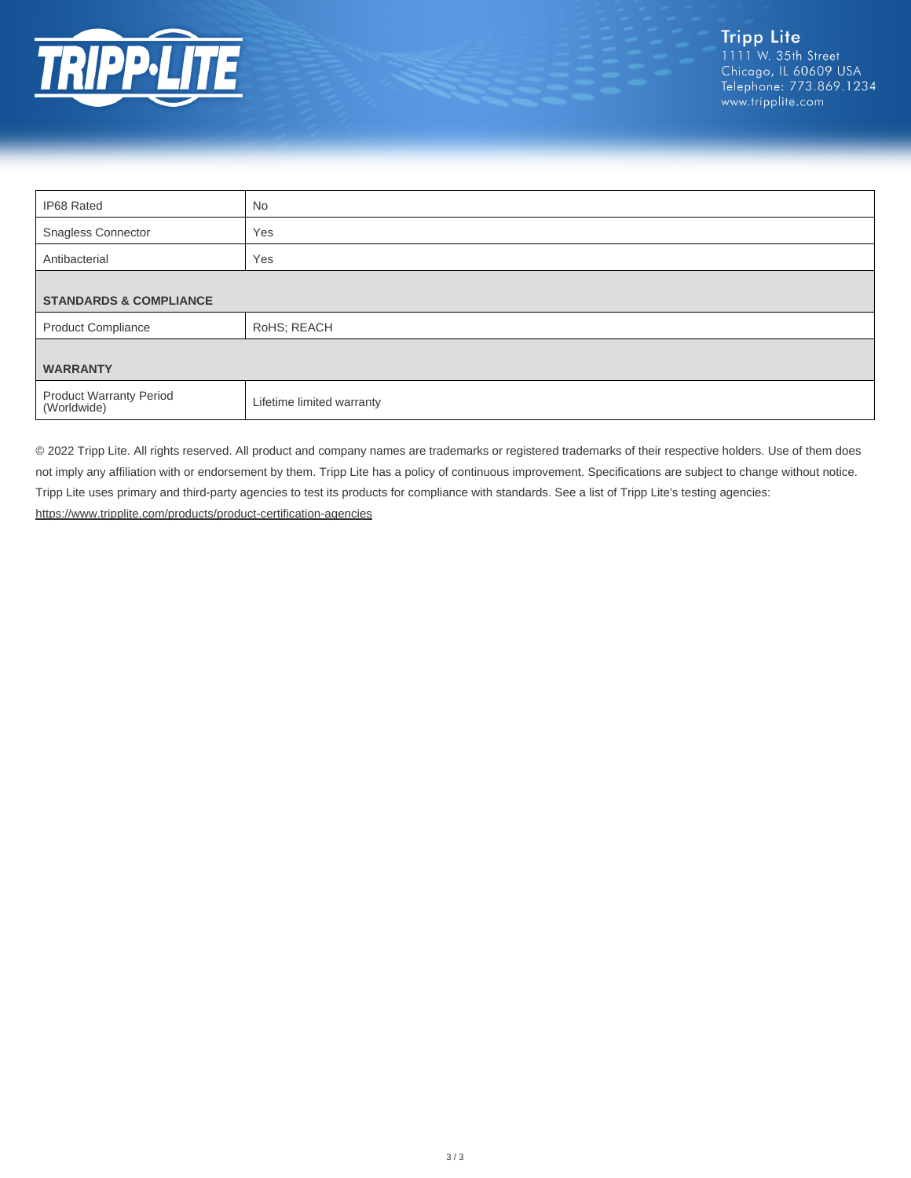| | |
|---|---|
| IP68 Rated | No |
| Snagless Connector | Yes |
| Antibacterial | Yes |
| **STANDARDS & COMPLIANCE** | |
| Product Compliance | RoHS; REACH |
| **WARRANTY** | |
| Product Warranty Period (Worldwide) | Lifetime limited warranty |

© 2022 Tripp Lite. All rights reserved. All product and company names are trademarks or registered trademarks of their respective holders. Use of them does not imply any affiliation with or endorsement by them. Tripp Lite has a policy of continuous improvement. Specifications are subject to change without notice. Tripp Lite uses primary and third-party agencies to test its products for compliance with standards. See a list of Tripp Lite's testing agencies: https://www.tripplite.com/products/product-certification-agencies